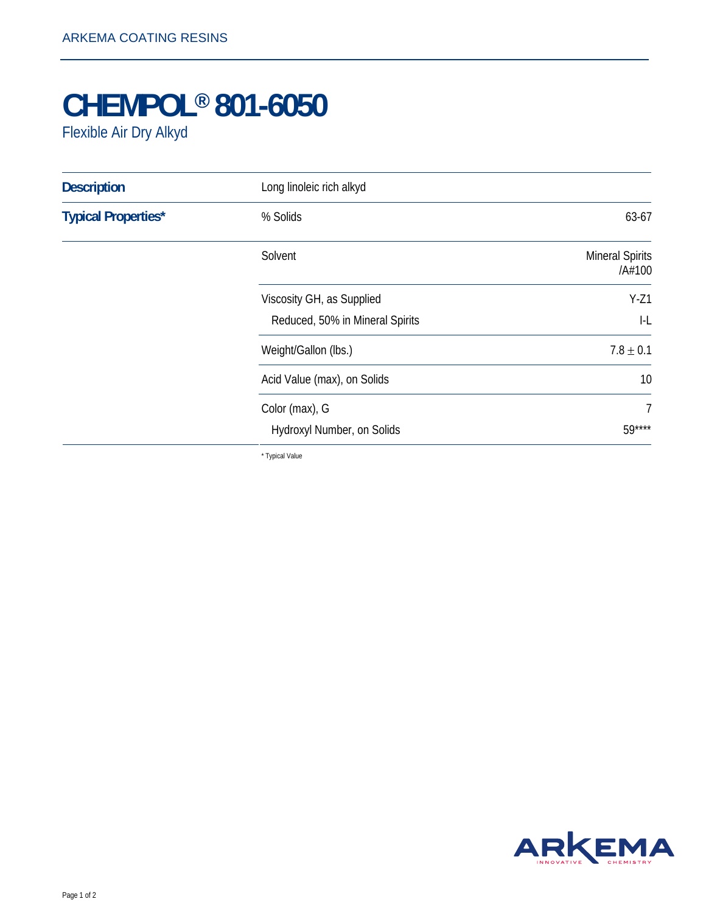ARKEMA COATING RESINS

# CHEMPOL® 801-6050

Flexible Air Dry Alkyd

| | | |
|---|---|---|
| **Description** | Long linoleic rich alkyd | |
| **Typical Properties*** | % Solids | 63-67 |
| | Solvent | Mineral Spirits /A#100 |
| | Viscosity GH, as Supplied | Y-Z1 |
| | Reduced, 50% in Mineral Spirits | I-L |
| | Weight/Gallon (lbs.) | $7.8 \pm 0.1$ |
| | Acid Value (max), on Solids | 10 |
| | Color (max), G | 7 |
| | Hydroxyl Number, on Solids | 59**** |

* Typical Value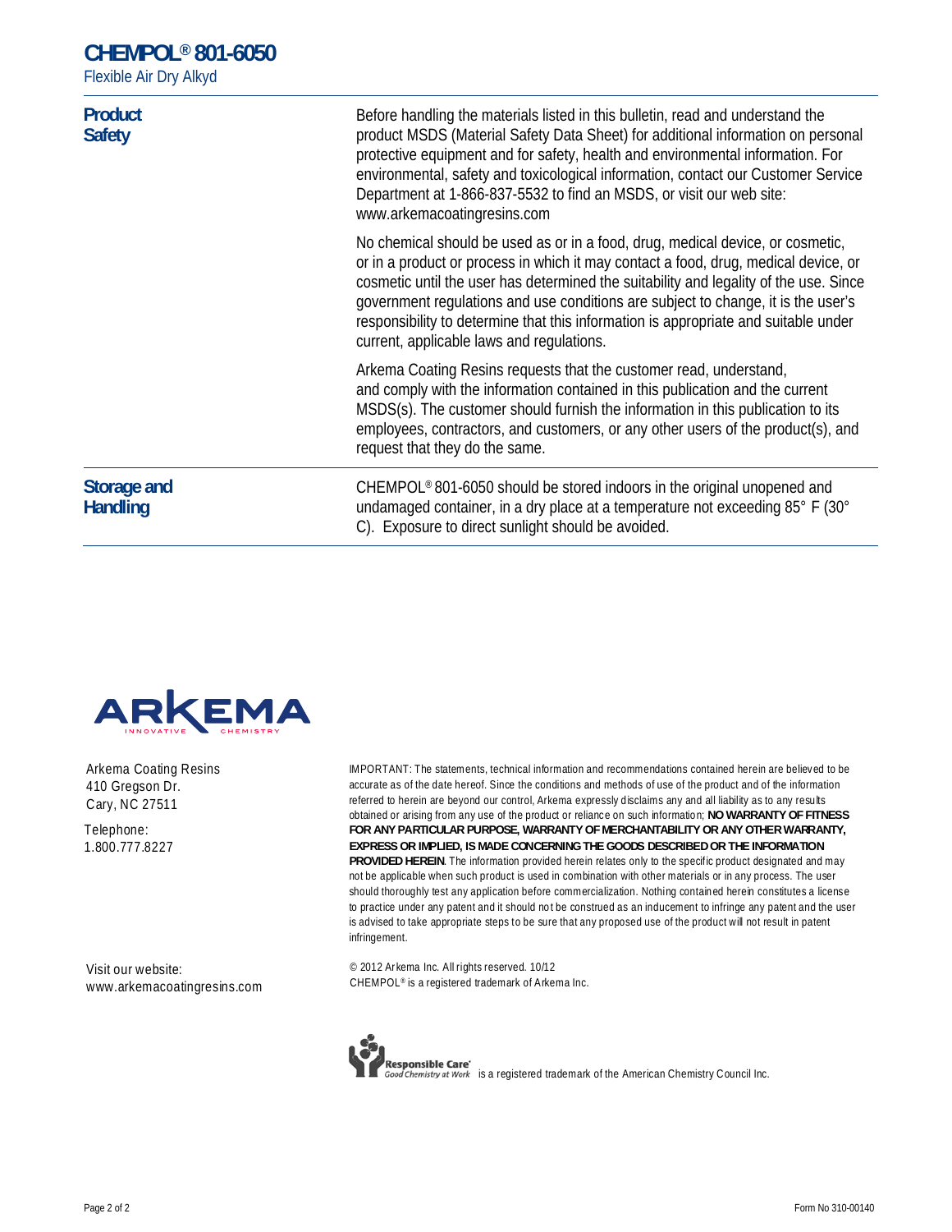# CHEMPOL® 801-6050

Flexible Air Dry Alkyd

## Product Safety

Before handling the materials listed in this bulletin, read and understand the product MSDS (Material Safety Data Sheet) for additional information on personal protective equipment and for safety, health and environmental information. For environmental, safety and toxicological information, contact our Customer Service Department at 1-866-837-5532 to find an MSDS, or visit our web site: www.arkemacoatingresins.com

No chemical should be used as or in a food, drug, medical device, or cosmetic, or in a product or process in which it may contact a food, drug, medical device, or cosmetic until the user has determined the suitability and legality of the use. Since government regulations and use conditions are subject to change, it is the user's responsibility to determine that this information is appropriate and suitable under current, applicable laws and regulations.

Arkema Coating Resins requests that the customer read, understand, and comply with the information contained in this publication and the current MSDS(s). The customer should furnish the information in this publication to its employees, contractors, and customers, or any other users of the product(s), and request that they do the same.

## Storage and Handling

CHEMPOL® 801-6050 should be stored indoors in the original unopened and undamaged container, in a dry place at a temperature not exceeding 85° F (30° C). Exposure to direct sunlight should be avoided.

ARKEMA
INNOVATIVE CHEMISTRY

Arkema Coating Resins
410 Gregson Dr.
Cary, NC 27511

Telephone:
1.800.777.8227

Visit our website:
www.arkemacoatingresins.com

IMPORTANT: The statements, technical information and recommendations contained herein are believed to be accurate as of the date hereof. Since the conditions and methods of use of the product and of the information referred to herein are beyond our control, Arkema expressly disclaims any and all liability as to any results obtained or arising from any use of the product or reliance on such information; **NO WARRANTY OF FITNESS FOR ANY PARTICULAR PURPOSE, WARRANTY OF MERCHANTABILITY OR ANY OTHER WARRANTY, EXPRESS OR IMPLIED, IS MADE CONCERNING THE GOODS DESCRIBED OR THE INFORMATION PROVIDED HEREIN**. The information provided herein relates only to the specific product designated and may not be applicable when such product is used in combination with other materials or in any process. The user should thoroughly test any application before commercialization. Nothing contained herein constitutes a license to practice under any patent and it should not be construed as an inducement to infringe any patent and the user is advised to take appropriate steps to be sure that any proposed use of the product will not result in patent infringement.

© 2012 Arkema Inc. All rights reserved. 10/12
CHEMPOL® is a registered trademark of Arkema Inc.

Responsible Care® Good Chemistry at Work is a registered trademark of the American Chemistry Council Inc.

Form No 310-00140